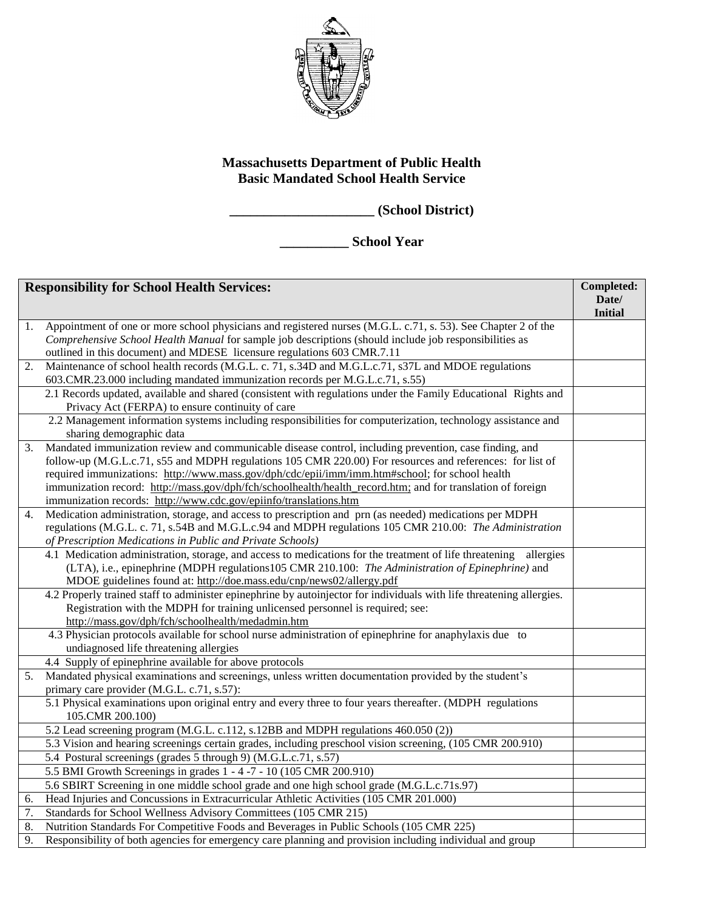**Massachusetts Department of Public Health**
**Basic Mandated School Health Service**

**_____________________ (School District)**

**__________ School Year**

| Responsibility for School Health Services: | Completed: Date/ Initial |
|---|---|
| 1. Appointment of one or more school physicians and registered nurses (M.G.L. c.71, s. 53). See Chapter 2 of the *Comprehensive School Health Manual* for sample job descriptions (should include job responsibilities as outlined in this document) and MDESE licensure regulations 603 CMR.7.11 | |
| 2. Maintenance of school health records (M.G.L. c. 71, s.34D and M.G.L.c.71, s37L and MDOE regulations 603.CMR.23.000 including mandated immunization records per M.G.L.c.71, s.55) | |
| 2.1 Records updated, available and shared (consistent with regulations under the Family Educational Rights and Privacy Act (FERPA) to ensure continuity of care | |
| 2.2 Management information systems including responsibilities for computerization, technology assistance and sharing demographic data | |
| 3. Mandated immunization review and communicable disease control, including prevention, case finding, and follow-up (M.G.L.c.71, s55 and MDPH regulations 105 CMR 220.00) For resources and references: for list of required immunizations: http://www.mass.gov/dph/cdc/epii/imm/imm.htm#school; for school health immunization record: http://mass.gov/dph/fch/schoolhealth/health_record.htm; and for translation of foreign immunization records: http://www.cdc.gov/epiinfo/translations.htm | |
| 4. Medication administration, storage, and access to prescription and prn (as needed) medications per MDPH regulations (M.G.L. c. 71, s.54B and M.G.L.c.94 and MDPH regulations 105 CMR 210.00: *The Administration of Prescription Medications in Public and Private Schools)* | |
| 4.1 Medication administration, storage, and access to medications for the treatment of life threatening allergies (LTA), i.e., epinephrine (MDPH regulations105 CMR 210.100: *The Administration of Epinephrine)* and MDOE guidelines found at: http://doe.mass.edu/cnp/news02/allergy.pdf | |
| 4.2 Properly trained staff to administer epinephrine by autoinjector for individuals with life threatening allergies. Registration with the MDPH for training unlicensed personnel is required; see: http://mass.gov/dph/fch/schoolhealth/medadmin.htm | |
| 4.3 Physician protocols available for school nurse administration of epinephrine for anaphylaxis due to undiagnosed life threatening allergies | |
| 4.4 Supply of epinephrine available for above protocols | |
| 5. Mandated physical examinations and screenings, unless written documentation provided by the student's primary care provider (M.G.L. c.71, s.57): | |
| 5.1 Physical examinations upon original entry and every three to four years thereafter. (MDPH regulations 105.CMR 200.100) | |
| 5.2 Lead screening program (M.G.L. c.112, s.12BB and MDPH regulations 460.050 (2)) | |
| 5.3 Vision and hearing screenings certain grades, including preschool vision screening, (105 CMR 200.910) | |
| 5.4 Postural screenings (grades 5 through 9) (M.G.L.c.71, s.57) | |
| 5.5 BMI Growth Screenings in grades 1 - 4 -7 - 10 (105 CMR 200.910) | |
| 5.6 SBIRT Screening in one middle school grade and one high school grade (M.G.L.c.71s.97) | |
| 6. Head Injuries and Concussions in Extracurricular Athletic Activities (105 CMR 201.000) | |
| 7. Standards for School Wellness Advisory Committees (105 CMR 215) | |
| 8. Nutrition Standards For Competitive Foods and Beverages in Public Schools (105 CMR 225) | |
| 9. Responsibility of both agencies for emergency care planning and provision including individual and group | |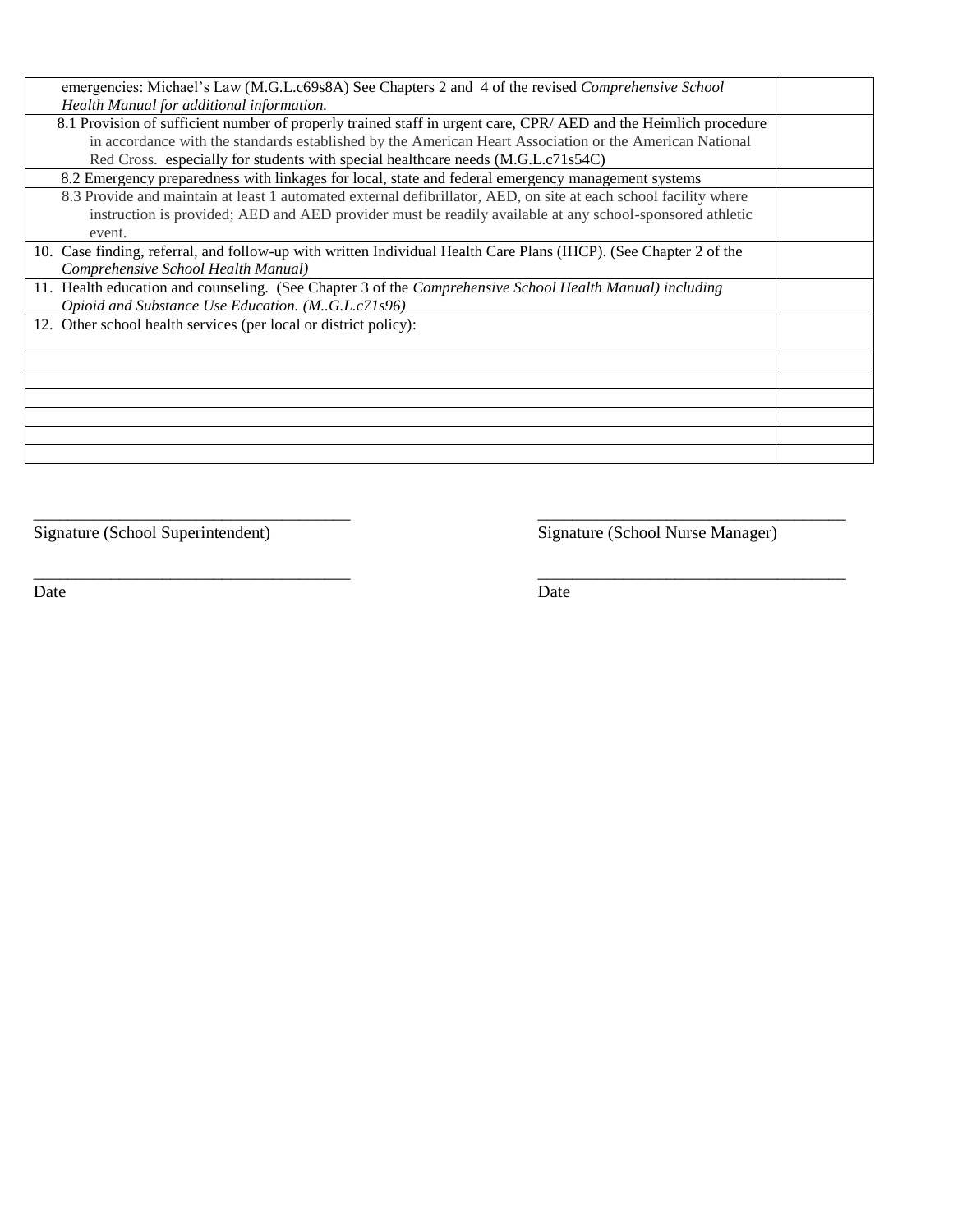| | |
|---|---|
| emergencies: Michael's Law (M.G.L.c69s8A) See Chapters 2 and 4 of the revised *Comprehensive School Health Manual for additional information.* | |
| 8.1 Provision of sufficient number of properly trained staff in urgent care, CPR/ AED and the Heimlich procedure in accordance with the standards established by the American Heart Association or the American National Red Cross. especially for students with special healthcare needs (M.G.L.c71s54C) | |
| 8.2 Emergency preparedness with linkages for local, state and federal emergency management systems | |
| 8.3 Provide and maintain at least 1 automated external defibrillator, AED, on site at each school facility where instruction is provided; AED and AED provider must be readily available at any school-sponsored athletic event. | |
| 10. Case finding, referral, and follow-up with written Individual Health Care Plans (IHCP). (See Chapter 2 of the *Comprehensive School Health Manual)* | |
| 11. Health education and counseling. (See Chapter 3 of the *Comprehensive School Health Manual) including Opioid and Substance Use Education. (M..G.L.c71s96)* | |
| 12. Other school health services (per local or district policy): | |
| | |
| | |
| | |
| | |
| | |
| | |

______________________________________
Signature (School Superintendent)

______________________________________
Date

______________________________________
Signature (School Nurse Manager)

______________________________________
Date